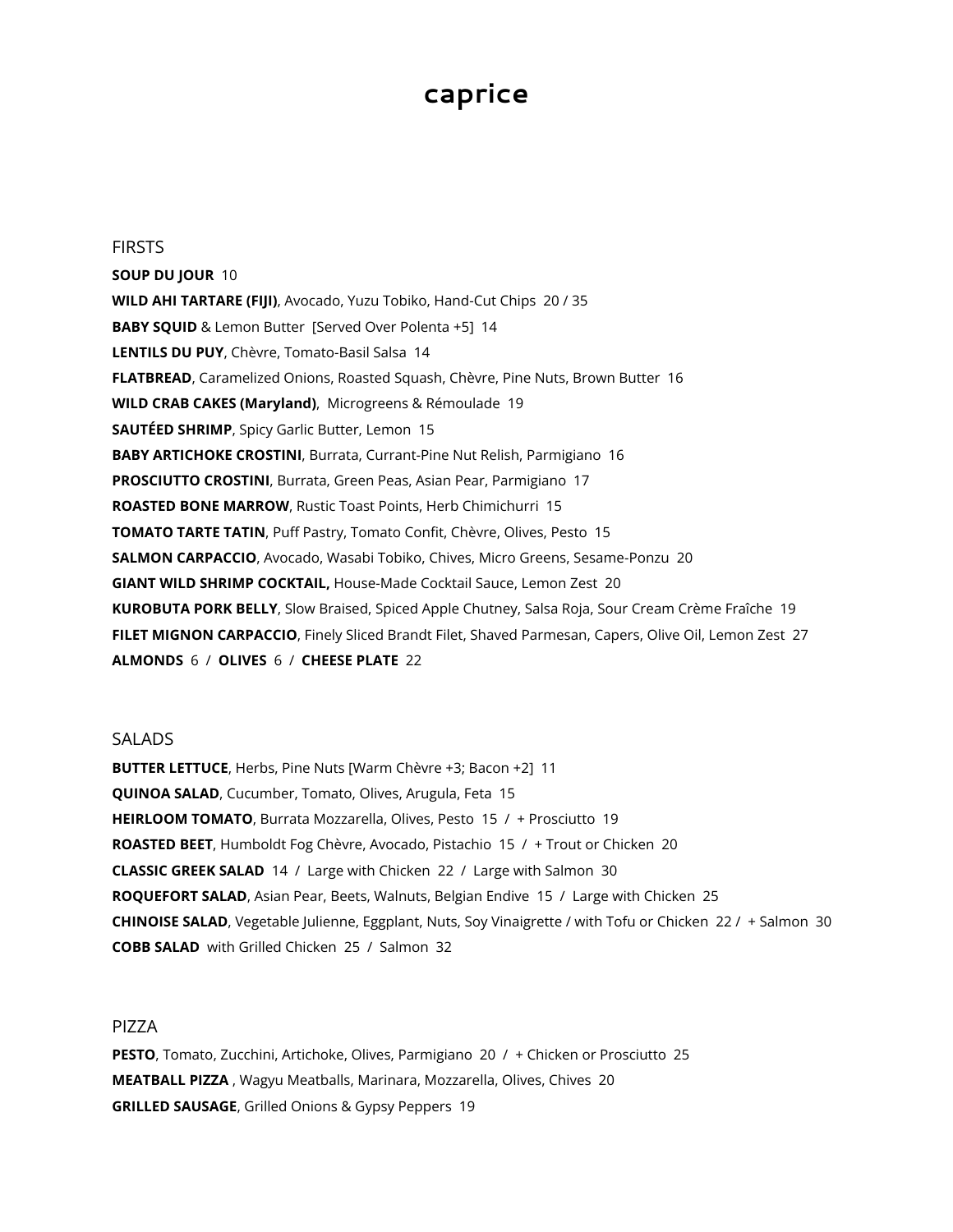# caprice

## FIRSTS

**SOUP DU JOUR** 10

**WILD AHI TARTARE (FIJI)**, Avocado, Yuzu Tobiko, Hand-Cut Chips 20 / 35

**BABY SQUID** & Lemon Butter [Served Over Polenta +5] 14

**LENTILS DU PUY**, Chèvre, Tomato-Basil Salsa 14

**FLATBREAD**, Caramelized Onions, Roasted Squash, Chèvre, Pine Nuts, Brown Butter 16

**WILD CRAB CAKES (Maryland)**, Microgreens & Rémoulade 19

**SAUTÉED SHRIMP**, Spicy Garlic Butter, Lemon 15

**BABY ARTICHOKE CROSTINI**, Burrata, Currant-Pine Nut Relish, Parmigiano 16

**PROSCIUTTO CROSTINI**, Burrata, Green Peas, Asian Pear, Parmigiano 17

**ROASTED BONE MARROW**, Rustic Toast Points, Herb Chimichurri 15

**TOMATO TARTE TATIN**, Puff Pastry, Tomato Confit, Chèvre, Olives, Pesto 15

**SALMON CARPACCIO**, Avocado, Wasabi Tobiko, Chives, Micro Greens, Sesame-Ponzu 20

**GIANT WILD SHRIMP COCKTAIL,** House-Made Cocktail Sauce, Lemon Zest 20

**KUROBUTA PORK BELLY**, Slow Braised, Spiced Apple Chutney, Salsa Roja, Sour Cream Crème Fraîche 19

**FILET MIGNON CARPACCIO**, Finely Sliced Brandt Filet, Shaved Parmesan, Capers, Olive Oil, Lemon Zest 27

**ALMONDS** 6 / **OLIVES** 6 / **CHEESE PLATE** 22

## SALADS

**BUTTER LETTUCE**, Herbs, Pine Nuts [Warm Chèvre +3; Bacon +2] 11

**QUINOA SALAD**, Cucumber, Tomato, Olives, Arugula, Feta 15

**HEIRLOOM TOMATO**, Burrata Mozzarella, Olives, Pesto 15 / + Prosciutto 19

**ROASTED BEET**, Humboldt Fog Chèvre, Avocado, Pistachio 15 / + Trout or Chicken 20

**CLASSIC GREEK SALAD** 14 / Large with Chicken 22 / Large with Salmon 30

**ROQUEFORT SALAD**, Asian Pear, Beets, Walnuts, Belgian Endive 15 / Large with Chicken 25

**CHINOISE SALAD**, Vegetable Julienne, Eggplant, Nuts, Soy Vinaigrette / with Tofu or Chicken 22 / + Salmon 30

**COBB SALAD** with Grilled Chicken 25 / Salmon 32

## PIZZA

**PESTO**, Tomato, Zucchini, Artichoke, Olives, Parmigiano 20 / + Chicken or Prosciutto 25

**MEATBALL PIZZA** , Wagyu Meatballs, Marinara, Mozzarella, Olives, Chives 20

**GRILLED SAUSAGE**, Grilled Onions & Gypsy Peppers 19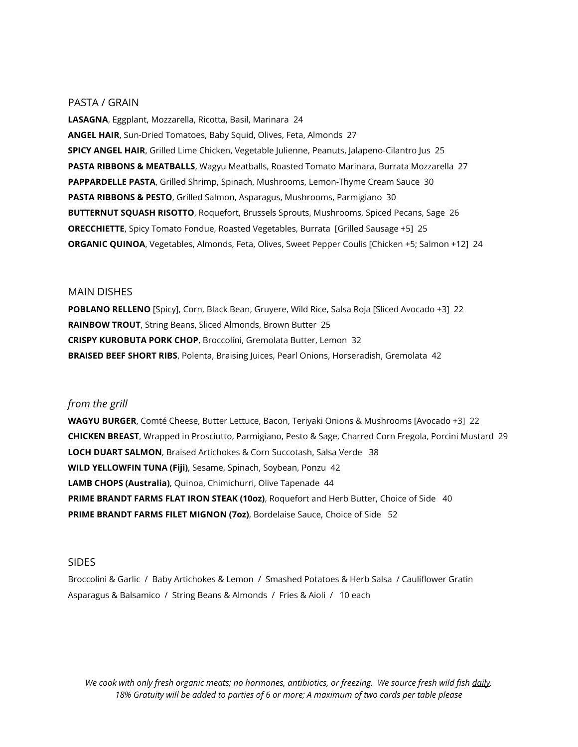## PASTA / GRAIN

**LASAGNA**, Eggplant, Mozzarella, Ricotta, Basil, Marinara 24

**ANGEL HAIR**, Sun-Dried Tomatoes, Baby Squid, Olives, Feta, Almonds 27

**SPICY ANGEL HAIR**, Grilled Lime Chicken, Vegetable Julienne, Peanuts, Jalapeno-Cilantro Jus 25

**PASTA RIBBONS & MEATBALLS**, Wagyu Meatballs, Roasted Tomato Marinara, Burrata Mozzarella 27

**PAPPARDELLE PASTA**, Grilled Shrimp, Spinach, Mushrooms, Lemon-Thyme Cream Sauce 30

**PASTA RIBBONS & PESTO**, Grilled Salmon, Asparagus, Mushrooms, Parmigiano 30

**BUTTERNUT SQUASH RISOTTO**, Roquefort, Brussels Sprouts, Mushrooms, Spiced Pecans, Sage 26

**ORECCHIETTE**, Spicy Tomato Fondue, Roasted Vegetables, Burrata [Grilled Sausage +5] 25

**ORGANIC QUINOA**, Vegetables, Almonds, Feta, Olives, Sweet Pepper Coulis [Chicken +5; Salmon +12] 24

## MAIN DISHES

**POBLANO RELLENO** [Spicy], Corn, Black Bean, Gruyere, Wild Rice, Salsa Roja [Sliced Avocado +3] 22

**RAINBOW TROUT**, String Beans, Sliced Almonds, Brown Butter 25

**CRISPY KUROBUTA PORK CHOP**, Broccolini, Gremolata Butter, Lemon 32

**BRAISED BEEF SHORT RIBS**, Polenta, Braising Juices, Pearl Onions, Horseradish, Gremolata 42

## *from the grill*

**WAGYU BURGER**, Comté Cheese, Butter Lettuce, Bacon, Teriyaki Onions & Mushrooms [Avocado +3] 22

**CHICKEN BREAST**, Wrapped in Prosciutto, Parmigiano, Pesto & Sage, Charred Corn Fregola, Porcini Mustard 29

**LOCH DUART SALMON**, Braised Artichokes & Corn Succotash, Salsa Verde 38

**WILD YELLOWFIN TUNA (Fiji)**, Sesame, Spinach, Soybean, Ponzu 42

**LAMB CHOPS (Australia)**, Quinoa, Chimichurri, Olive Tapenade 44

**PRIME BRANDT FARMS FLAT IRON STEAK (10oz)**, Roquefort and Herb Butter, Choice of Side 40

**PRIME BRANDT FARMS FILET MIGNON (7oz)**, Bordelaise Sauce, Choice of Side 52

## SIDES

Broccolini & Garlic / Baby Artichokes & Lemon / Smashed Potatoes & Herb Salsa / Cauliflower Gratin
Asparagus & Balsamico / String Beans & Almonds / Fries & Aioli / 10 each

*We cook with only fresh organic meats; no hormones, antibiotics, or freezing. We source fresh wild fish daily.*
*18% Gratuity will be added to parties of 6 or more; A maximum of two cards per table please*